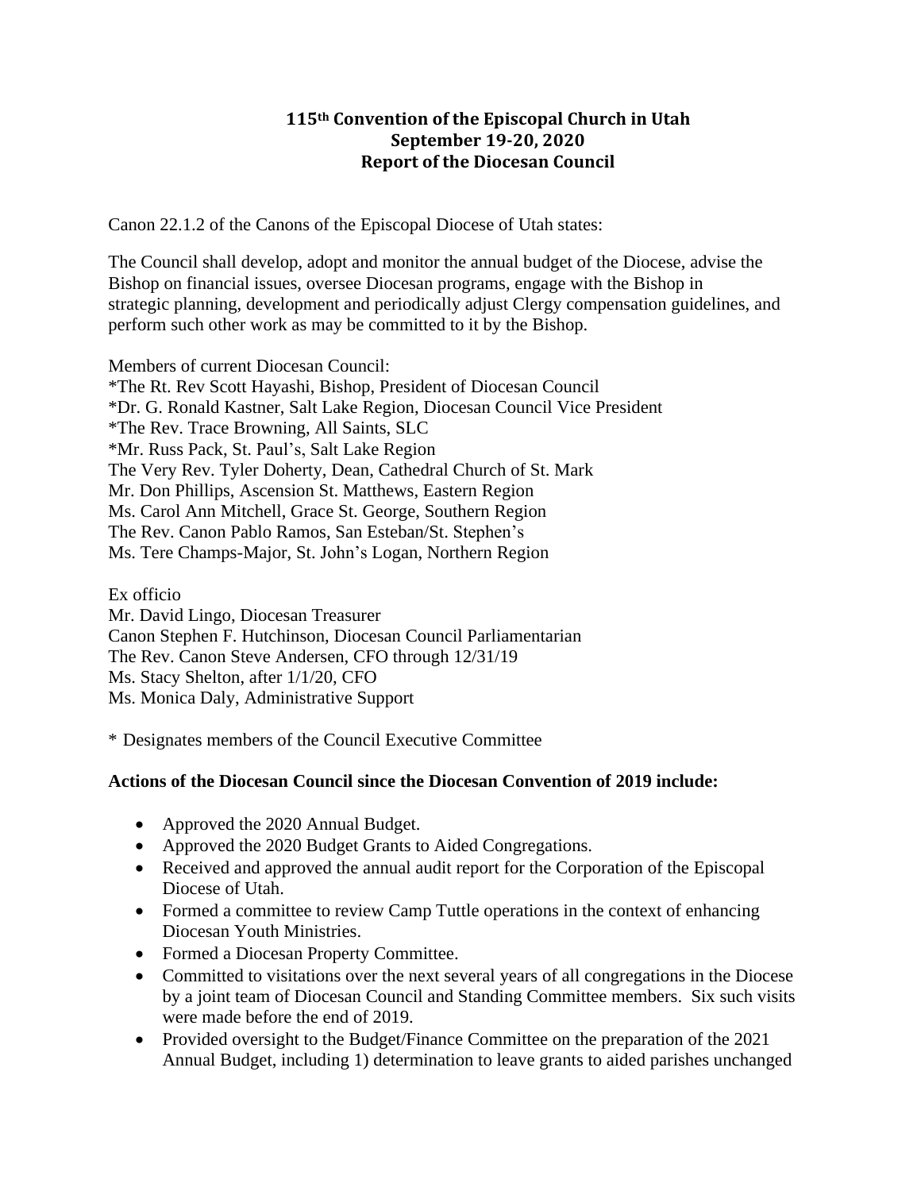# 115th Convention of the Episcopal Church in Utah
## September 19-20, 2020
## Report of the Diocesan Council

Canon 22.1.2 of the Canons of the Episcopal Diocese of Utah states:

The Council shall develop, adopt and monitor the annual budget of the Diocese, advise the Bishop on financial issues, oversee Diocesan programs, engage with the Bishop in strategic planning, development and periodically adjust Clergy compensation guidelines, and perform such other work as may be committed to it by the Bishop.

Members of current Diocesan Council:
*The Rt. Rev Scott Hayashi, Bishop, President of Diocesan Council
*Dr. G. Ronald Kastner, Salt Lake Region, Diocesan Council Vice President
*The Rev. Trace Browning, All Saints, SLC
*Mr. Russ Pack, St. Paul's, Salt Lake Region
The Very Rev. Tyler Doherty, Dean, Cathedral Church of St. Mark
Mr. Don Phillips, Ascension St. Matthews, Eastern Region
Ms. Carol Ann Mitchell, Grace St. George, Southern Region
The Rev. Canon Pablo Ramos, San Esteban/St. Stephen's
Ms. Tere Champs-Major, St. John's Logan, Northern Region

Ex officio
Mr. David Lingo, Diocesan Treasurer
Canon Stephen F. Hutchinson, Diocesan Council Parliamentarian
The Rev. Canon Steve Andersen, CFO through 12/31/19
Ms. Stacy Shelton, after 1/1/20, CFO
Ms. Monica Daly, Administrative Support

* Designates members of the Council Executive Committee

**Actions of the Diocesan Council since the Diocesan Convention of 2019 include:**

- Approved the 2020 Annual Budget.
- Approved the 2020 Budget Grants to Aided Congregations.
- Received and approved the annual audit report for the Corporation of the Episcopal Diocese of Utah.
- Formed a committee to review Camp Tuttle operations in the context of enhancing Diocesan Youth Ministries.
- Formed a Diocesan Property Committee.
- Committed to visitations over the next several years of all congregations in the Diocese by a joint team of Diocesan Council and Standing Committee members. Six such visits were made before the end of 2019.
- Provided oversight to the Budget/Finance Committee on the preparation of the 2021 Annual Budget, including 1) determination to leave grants to aided parishes unchanged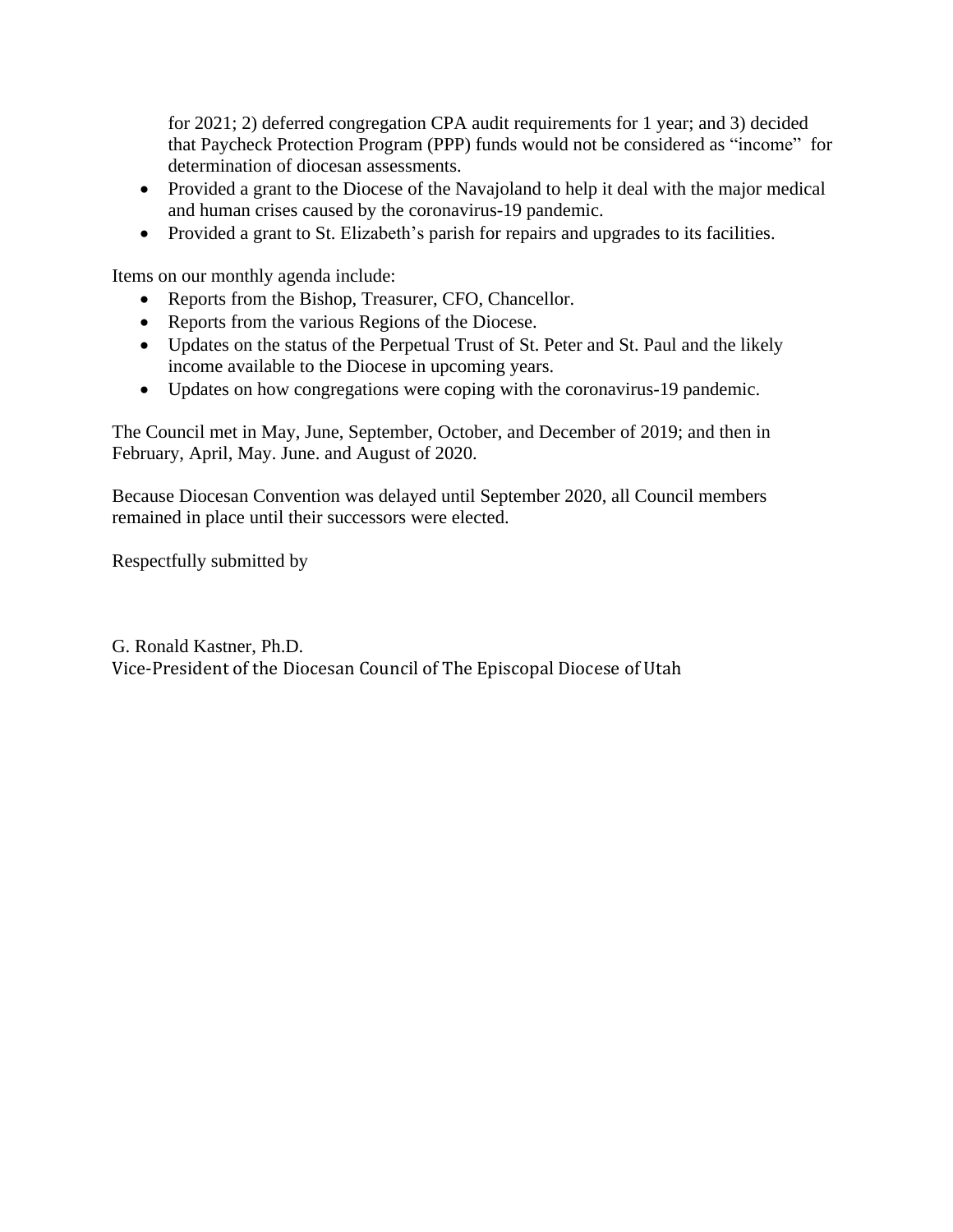for 2021; 2) deferred congregation CPA audit requirements for 1 year; and 3) decided that Paycheck Protection Program (PPP) funds would not be considered as "income" for determination of diocesan assessments.

- Provided a grant to the Diocese of the Navajoland to help it deal with the major medical and human crises caused by the coronavirus-19 pandemic.
- Provided a grant to St. Elizabeth's parish for repairs and upgrades to its facilities.

Items on our monthly agenda include:

- Reports from the Bishop, Treasurer, CFO, Chancellor.
- Reports from the various Regions of the Diocese.
- Updates on the status of the Perpetual Trust of St. Peter and St. Paul and the likely income available to the Diocese in upcoming years.
- Updates on how congregations were coping with the coronavirus-19 pandemic.

The Council met in May, June, September, October, and December of 2019; and then in February, April, May. June. and August of 2020.

Because Diocesan Convention was delayed until September 2020, all Council members remained in place until their successors were elected.

Respectfully submitted by

G. Ronald Kastner, Ph.D.
Vice-President of the Diocesan Council of The Episcopal Diocese of Utah